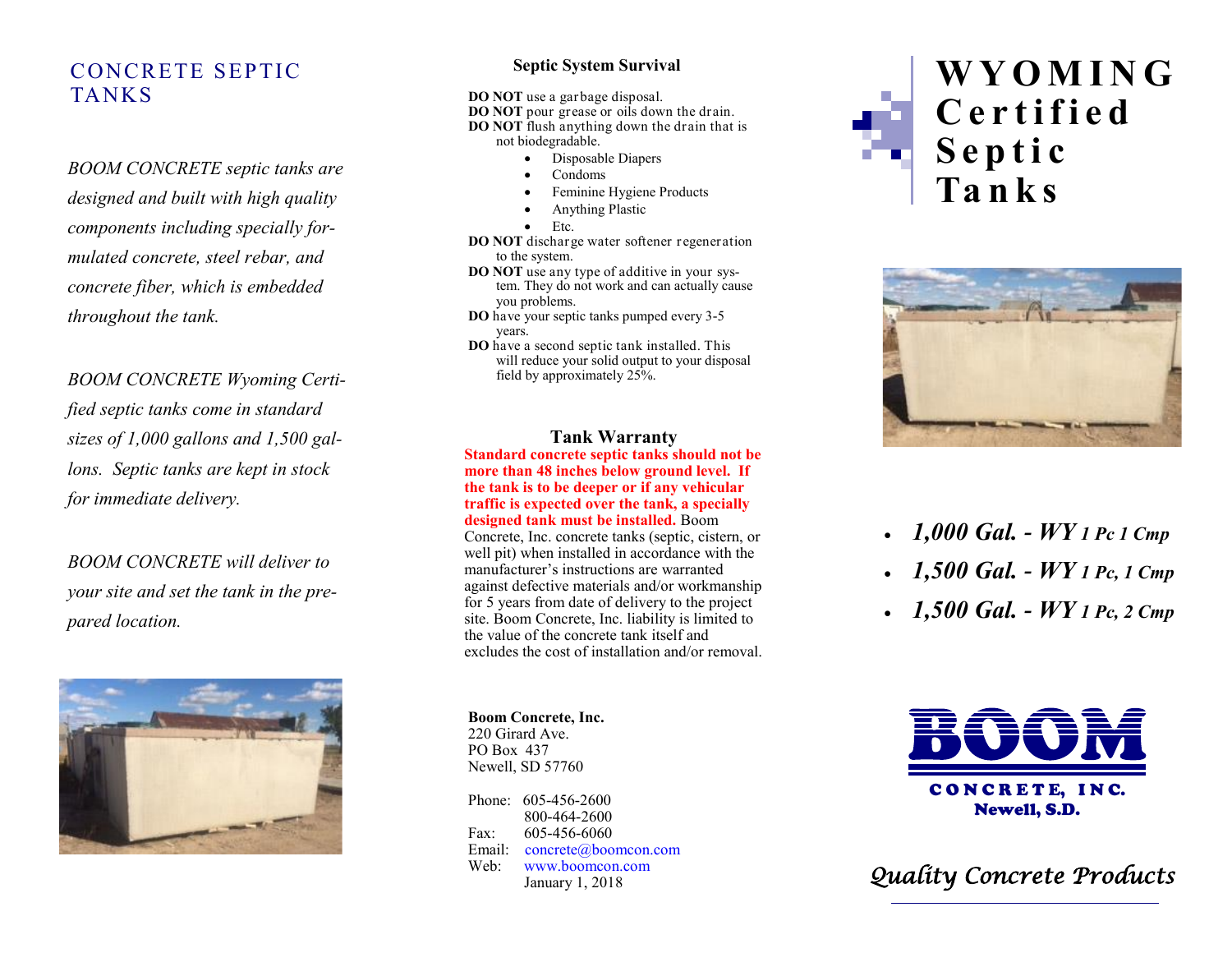# CONCRETE SEPTIC TANKS

*BOOM CONCRETE septic tanks are designed and built with high quality components including specially formulated concrete, steel rebar, and concrete fiber, which is embedded throughout the tank.*

*BOOM CONCRETE Wyoming Certified septic tanks come in standard sizes of 1,000 gallons and 1,500 gallons. Septic tanks are kept in stock for immediate delivery.*

*BOOM CONCRETE will deliver to your site and set the tank in the prepared location.*

## Septic System Survival

**DO NOT** use a garbage disposal.
**DO NOT** pour grease or oils down the drain.
**DO NOT** flush anything down the drain that is not biodegradable.

- Disposable Diapers
- Condoms
- Feminine Hygiene Products
- Anything Plastic
- Etc.

**DO NOT** discharge water softener regeneration to the system.
**DO NOT** use any type of additive in your system. They do not work and can actually cause you problems.
**DO** have your septic tanks pumped every 3-5 years.
**DO** have a second septic tank installed. This will reduce your solid output to your disposal field by approximately 25%.

## Tank Warranty

**Standard concrete septic tanks should not be more than 48 inches below ground level. If the tank is to be deeper or if any vehicular traffic is expected over the tank, a specially designed tank must be installed.** Boom Concrete, Inc. concrete tanks (septic, cistern, or well pit) when installed in accordance with the manufacturer's instructions are warranted against defective materials and/or workmanship for 5 years from date of delivery to the project site. Boom Concrete, Inc. liability is limited to the value of the concrete tank itself and excludes the cost of installation and/or removal.

**Boom Concrete, Inc.**
220 Girard Ave.
PO Box 437
Newell, SD 57760

Phone: 605-456-2600
800-464-2600
Fax: 605-456-6060
Email: concrete@boomcon.com
Web: www.boomcon.com
January 1, 2018

# WYOMING Certified Septic Tanks

- ***1,000 Gal. - WY** 1 Pc 1 Cmp*
- ***1,500 Gal. - WY** 1 Pc, 1 Cmp*
- ***1,500 Gal. - WY** 1 Pc, 2 Cmp*

**BOOM**
**CONCRETE, INC.**
**Newell, S.D.**

*Quality Concrete Products*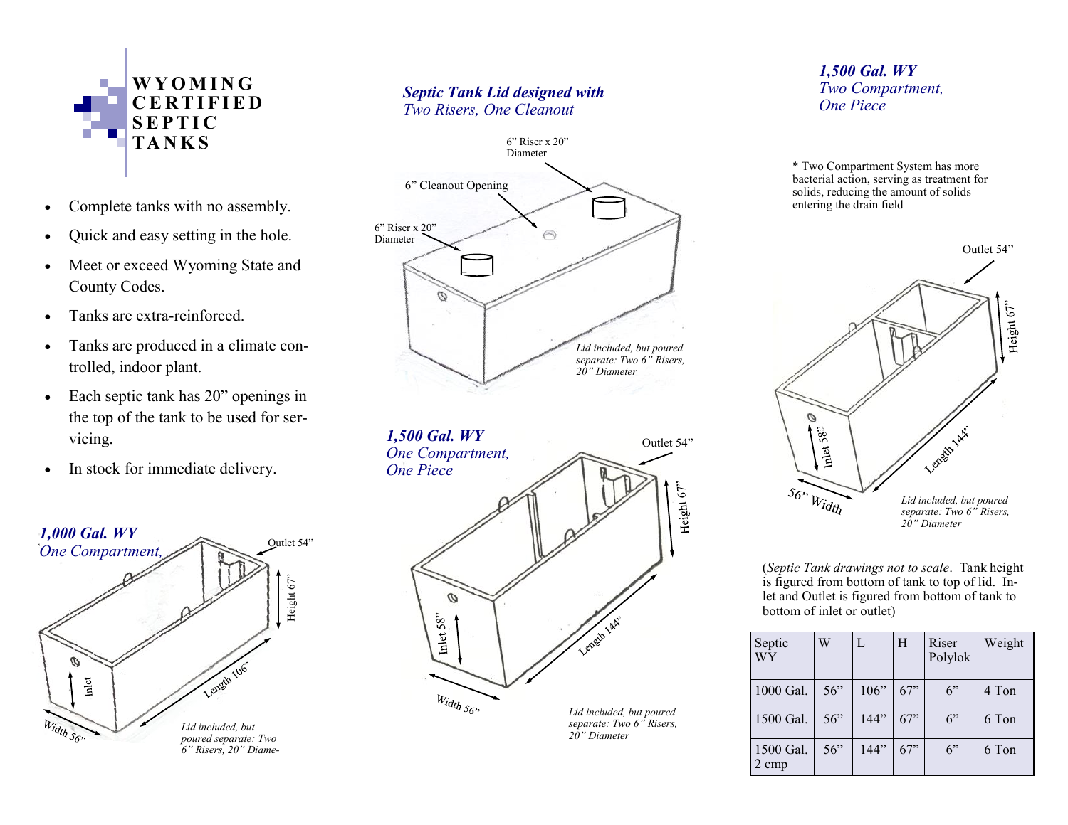# WYOMING CERTIFIED SEPTIC TANKS

- Complete tanks with no assembly.
- Quick and easy setting in the hole.
- Meet or exceed Wyoming State and County Codes.
- Tanks are extra-reinforced.
- Tanks are produced in a climate controlled, indoor plant.
- Each septic tank has 20" openings in the top of the tank to be used for servicing.
- In stock for immediate delivery.

## *1,000 Gal. WY*

*One Compartment,*

Outlet 54"

Height 67"

Inlet

Length 106"

Width 56"

*Lid included, but poured separate: Two 6" Risers, 20" Diame-*

## *Septic Tank Lid designed with*

*Two Risers, One Cleanout*

6" Riser x 20" Diameter

6" Cleanout Opening

6" Riser x 20" Diameter

*Lid included, but poured separate: Two 6" Risers, 20" Diameter*

## *1,500 Gal. WY*

*One Compartment,*

*One Piece*

Outlet 54"

Height 67"

Inlet 58"

Length 144"

Width 56"

*Lid included, but poured separate: Two 6" Risers, 20" Diameter*

## *1,500 Gal. WY*

*Two Compartment,*

*One Piece*

* Two Compartment System has more bacterial action, serving as treatment for solids, reducing the amount of solids entering the drain field

Outlet 54"

Height 67"

Inlet 58"

Length 144"

56" Width

*Lid included, but poured separate: Two 6" Risers, 20" Diameter*

(*Septic Tank drawings not to scale*. Tank height is figured from bottom of tank to top of lid. Inlet and Outlet is figured from bottom of tank to bottom of inlet or outlet)

| Septic–WY | W | L | H | Riser Polylok | Weight |
|---|---|---|---|---|---|
| 1000 Gal. | 56" | 106" | 67" | 6" | 4 Ton |
| 1500 Gal. | 56" | 144" | 67" | 6" | 6 Ton |
| 1500 Gal. 2 cmp | 56" | 144" | 67" | 6" | 6 Ton |